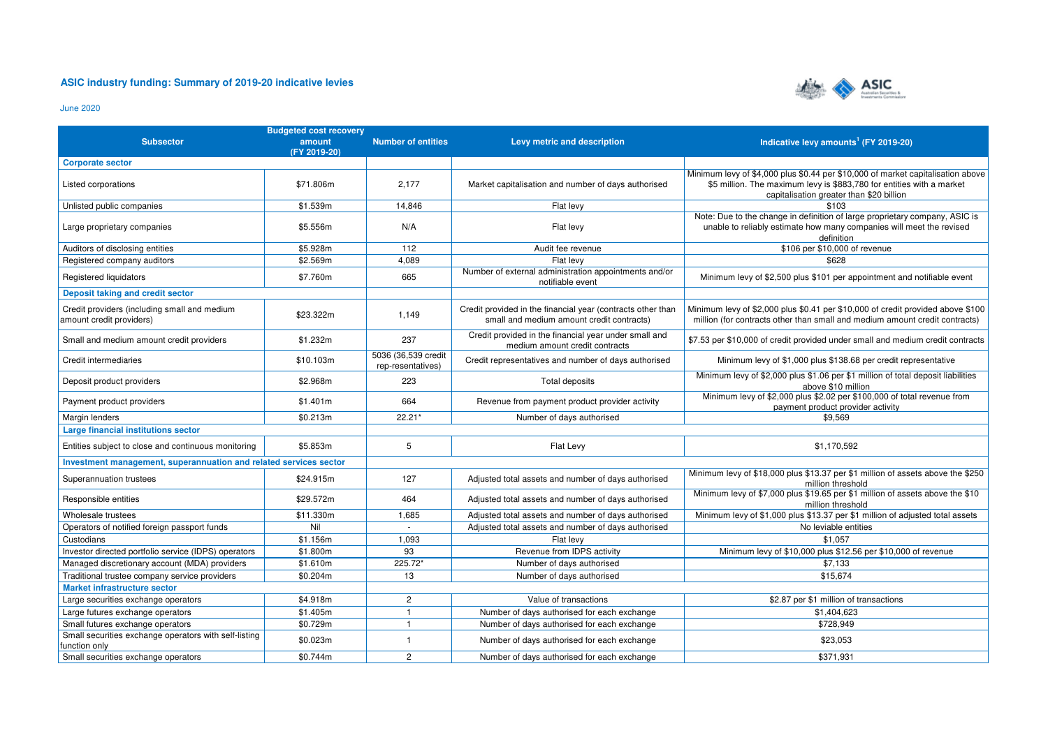## ASIC industry funding: Summary of 2019-20 indicative levies

June 2020

| Subsector | Budgeted cost recovery amount (FY 2019-20) | Number of entities | Levy metric and description | Indicative levy amounts[1] (FY 2019-20) |
|---|---|---|---|---|
| **Corporate sector** | | | | |
| Listed corporations | $71.806m | 2,177 | Market capitalisation and number of days authorised | Minimum levy of $4,000 plus $0.44 per $10,000 of market capitalisation above $5 million. The maximum levy is $883,780 for entities with a market capitalisation greater than $20 billion |
| Unlisted public companies | $1.539m | 14,846 | Flat levy | $103 |
| Large proprietary companies | $5.556m | N/A | Flat levy | Note: Due to the change in definition of large proprietary company, ASIC is unable to reliably estimate how many companies will meet the revised definition |
| Auditors of disclosing entities | $5.928m | 112 | Audit fee revenue | $106 per $10,000 of revenue |
| Registered company auditors | $2.569m | 4,089 | Flat levy | $628 |
| Registered liquidators | $7.760m | 665 | Number of external administration appointments and/or notifiable event | Minimum levy of $2,500 plus $101 per appointment and notifiable event |
| **Deposit taking and credit sector** | | | | |
| Credit providers (including small and medium amount credit providers) | $23.322m | 1,149 | Credit provided in the financial year (contracts other than small and medium amount credit contracts) | Minimum levy of $2,000 plus $0.41 per $10,000 of credit provided above $100 million (for contracts other than small and medium amount credit contracts) |
| Small and medium amount credit providers | $1.232m | 237 | Credit provided in the financial year under small and medium amount credit contracts | $7.53 per $10,000 of credit provided under small and medium credit contracts |
| Credit intermediaries | $10.103m | 5036 (36,539 credit rep-resentatives) | Credit representatives and number of days authorised | Minimum levy of $1,000 plus $138.68 per credit representative |
| Deposit product providers | $2.968m | 223 | Total deposits | Minimum levy of $2,000 plus $1.06 per $1 million of total deposit liabilities above $10 million |
| Payment product providers | $1.401m | 664 | Revenue from payment product provider activity | Minimum levy of $2,000 plus $2.02 per $100,000 of total revenue from payment product provider activity |
| Margin lenders | $0.213m | 22.21* | Number of days authorised | $9,569 |
| **Large financial institutions sector** | | | | |
| Entities subject to close and continuous monitoring | $5.853m | 5 | Flat Levy | $1,170,592 |
| **Investment management, superannuation and related services sector** | | | | |
| Superannuation trustees | $24.915m | 127 | Adjusted total assets and number of days authorised | Minimum levy of $18,000 plus $13.37 per $1 million of assets above the $250 million threshold |
| Responsible entities | $29.572m | 464 | Adjusted total assets and number of days authorised | Minimum levy of $7,000 plus $19.65 per $1 million of assets above the $10 million threshold |
| Wholesale trustees | $11.330m | 1,685 | Adjusted total assets and number of days authorised | Minimum levy of $1,000 plus $13.37 per $1 million of adjusted total assets |
| Operators of notified foreign passport funds | Nil | - | Adjusted total assets and number of days authorised | No leviable entities |
| Custodians | $1.156m | 1,093 | Flat levy | $1,057 |
| Investor directed portfolio service (IDPS) operators | $1.800m | 93 | Revenue from IDPS activity | Minimum levy of $10,000 plus $12.56 per $10,000 of revenue |
| Managed discretionary account (MDA) providers | $1.610m | 225.72* | Number of days authorised | $7,133 |
| Traditional trustee company service providers | $0.204m | 13 | Number of days authorised | $15,674 |
| **Market infrastructure sector** | | | | |
| Large securities exchange operators | $4.918m | 2 | Value of transactions | $2.87 per $1 million of transactions |
| Large futures exchange operators | $1.405m | 1 | Number of days authorised for each exchange | $1,404,623 |
| Small futures exchange operators | $0.729m | 1 | Number of days authorised for each exchange | $728,949 |
| Small securities exchange operators with self-listing function only | $0.023m | 1 | Number of days authorised for each exchange | $23,053 |
| Small securities exchange operators | $0.744m | 2 | Number of days authorised for each exchange | $371,931 |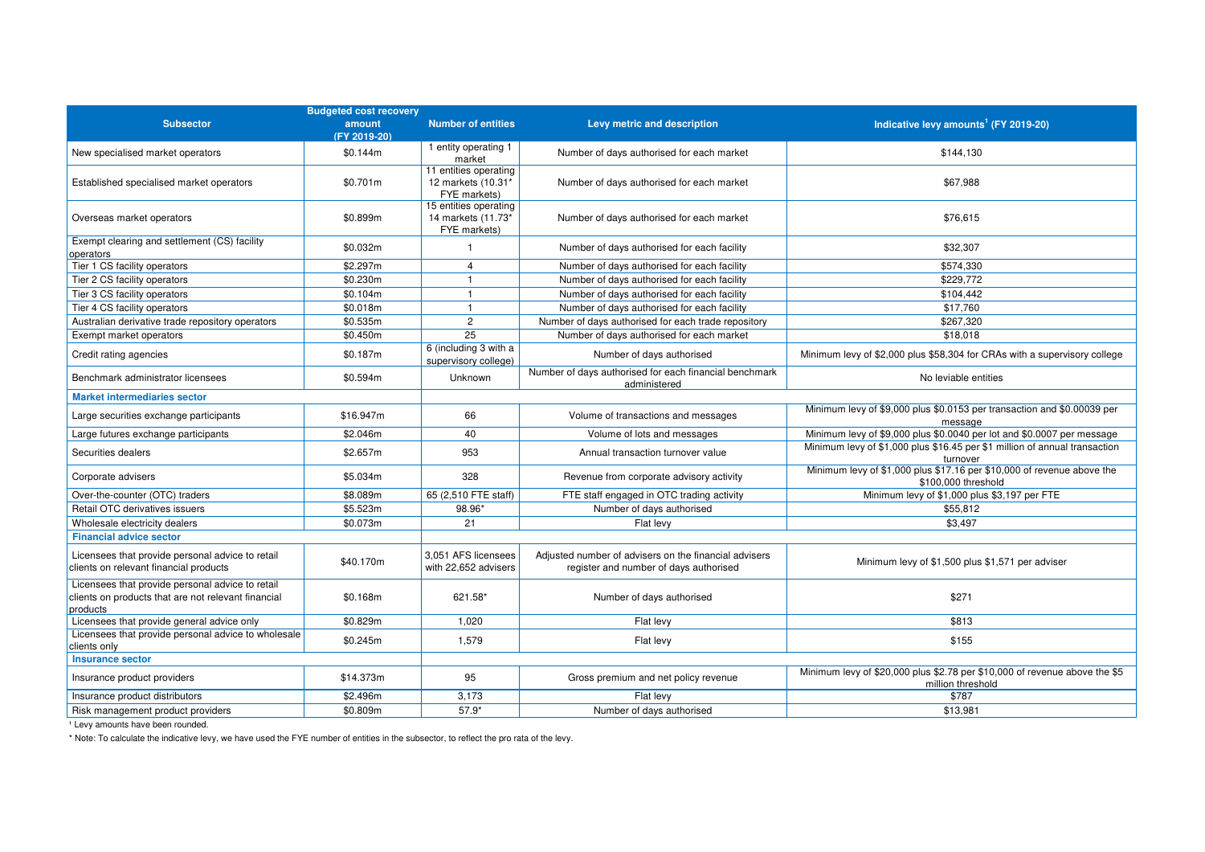| Subsector | Budgeted cost recovery amount (FY 2019-20) | Number of entities | Levy metric and description | Indicative levy amounts[1] (FY 2019-20) |
|---|---|---|---|---|
| New specialised market operators | $0.144m | 1 entity operating 1 market | Number of days authorised for each market | $144,130 |
| Established specialised market operators | $0.701m | 11 entities operating 12 markets (10.31* FYE markets) | Number of days authorised for each market | $67,988 |
| Overseas market operators | $0.899m | 15 entities operating 14 markets (11.73* FYE markets) | Number of days authorised for each market | $76,615 |
| Exempt clearing and settlement (CS) facility operators | $0.032m | 1 | Number of days authorised for each facility | $32,307 |
| Tier 1 CS facility operators | $2.297m | 4 | Number of days authorised for each facility | $574,330 |
| Tier 2 CS facility operators | $0.230m | 1 | Number of days authorised for each facility | $229,772 |
| Tier 3 CS facility operators | $0.104m | 1 | Number of days authorised for each facility | $104,442 |
| Tier 4 CS facility operators | $0.018m | 1 | Number of days authorised for each facility | $17,760 |
| Australian derivative trade repository operators | $0.535m | 2 | Number of days authorised for each trade repository | $267,320 |
| Exempt market operators | $0.450m | 25 | Number of days authorised for each market | $18,018 |
| Credit rating agencies | $0.187m | 6 (including 3 with a supervisory college) | Number of days authorised | Minimum levy of $2,000 plus $58,304 for CRAs with a supervisory college |
| Benchmark administrator licensees | $0.594m | Unknown | Number of days authorised for each financial benchmark administered | No leviable entities |
| **Market intermediaries sector** | | | | |
| Large securities exchange participants | $16.947m | 66 | Volume of transactions and messages | Minimum levy of $9,000 plus $0.0153 per transaction and $0.00039 per message |
| Large futures exchange participants | $2.046m | 40 | Volume of lots and messages | Minimum levy of $9,000 plus $0.0040 per lot and $0.0007 per message |
| Securities dealers | $2.657m | 953 | Annual transaction turnover value | Minimum levy of $1,000 plus $16.45 per $1 million of annual transaction turnover |
| Corporate advisers | $5.034m | 328 | Revenue from corporate advisory activity | Minimum levy of $1,000 plus $17.16 per $10,000 of revenue above the $100,000 threshold |
| Over-the-counter (OTC) traders | $8.089m | 65 (2,510 FTE staff) | FTE staff engaged in OTC trading activity | Minimum levy of $1,000 plus $3,197 per FTE |
| Retail OTC derivatives issuers | $5.523m | 98.96* | Number of days authorised | $55,812 |
| Wholesale electricity dealers | $0.073m | 21 | Flat levy | $3,497 |
| **Financial advice sector** | | | | |
| Licensees that provide personal advice to retail clients on relevant financial products | $40.170m | 3,051 AFS licensees with 22,652 advisers | Adjusted number of advisers on the financial advisers register and number of days authorised | Minimum levy of $1,500 plus $1,571 per adviser |
| Licensees that provide personal advice to retail clients on products that are not relevant financial products | $0.168m | 621.58* | Number of days authorised | $271 |
| Licensees that provide general advice only | $0.829m | 1,020 | Flat levy | $813 |
| Licensees that provide personal advice to wholesale clients only | $0.245m | 1,579 | Flat levy | $155 |
| **Insurance sector** | | | | |
| Insurance product providers | $14.373m | 95 | Gross premium and net policy revenue | Minimum levy of $20,000 plus $2.78 per $10,000 of revenue above the $5 million threshold |
| Insurance product distributors | $2.496m | 3,173 | Flat levy | $787 |
| Risk management product providers | $0.809m | 57.9* | Number of days authorised | $13,981 |

[1] Levy amounts have been rounded.

* Note: To calculate the indicative levy, we have used the FYE number of entities in the subsector, to reflect the pro rata of the levy.